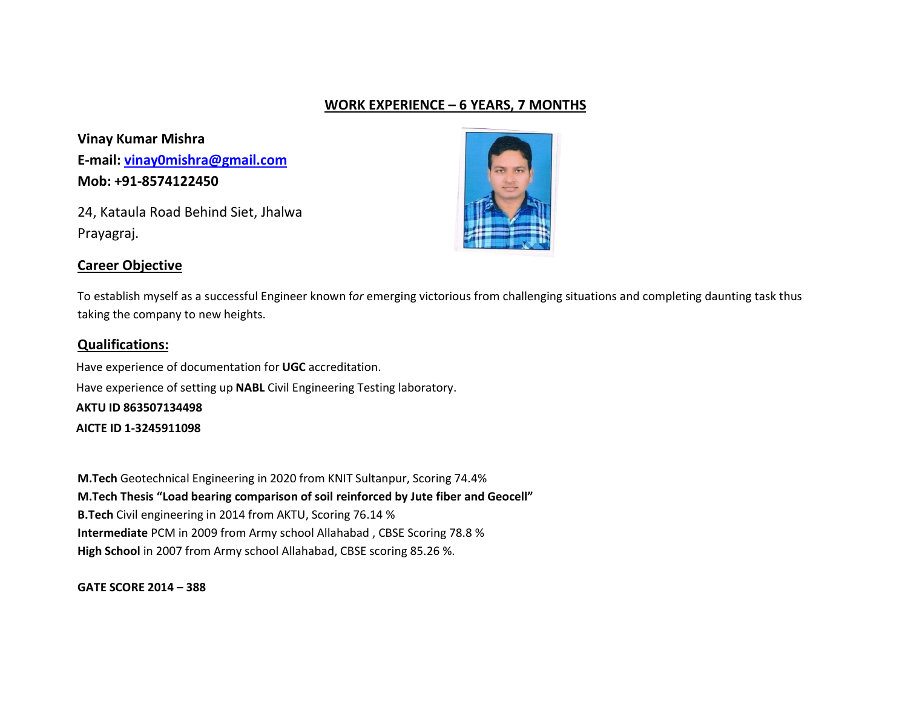## WORK EXPERIENCE – 6 YEARS, 7 MONTHS

**Vinay Kumar Mishra**
**E-mail: [vinay0mishra@gmail.com](mailto:vinay0mishra@gmail.com)**
**Mob: +91-8574122450**

24, Kataula Road Behind Siet, Jhalwa
Prayagraj.

## Career Objective

To establish myself as a successful Engineer known f*or* emerging victorious from challenging situations and completing daunting task thus taking the company to new heights.

## Qualifications:

Have experience of documentation for **UGC** accreditation.
Have experience of setting up **NABL** Civil Engineering Testing laboratory.
**AKTU ID 863507134498**
**AICTE ID 1-3245911098**

**M.Tech** Geotechnical Engineering in 2020 from KNIT Sultanpur, Scoring 74.4%
**M.Tech Thesis "Load bearing comparison of soil reinforced by Jute fiber and Geocell"**
**B.Tech** Civil engineering in 2014 from AKTU, Scoring 76.14 %
**Intermediate** PCM in 2009 from Army school Allahabad , CBSE Scoring 78.8 %
**High School** in 2007 from Army school Allahabad, CBSE scoring 85.26 %.

**GATE SCORE 2014 – 388**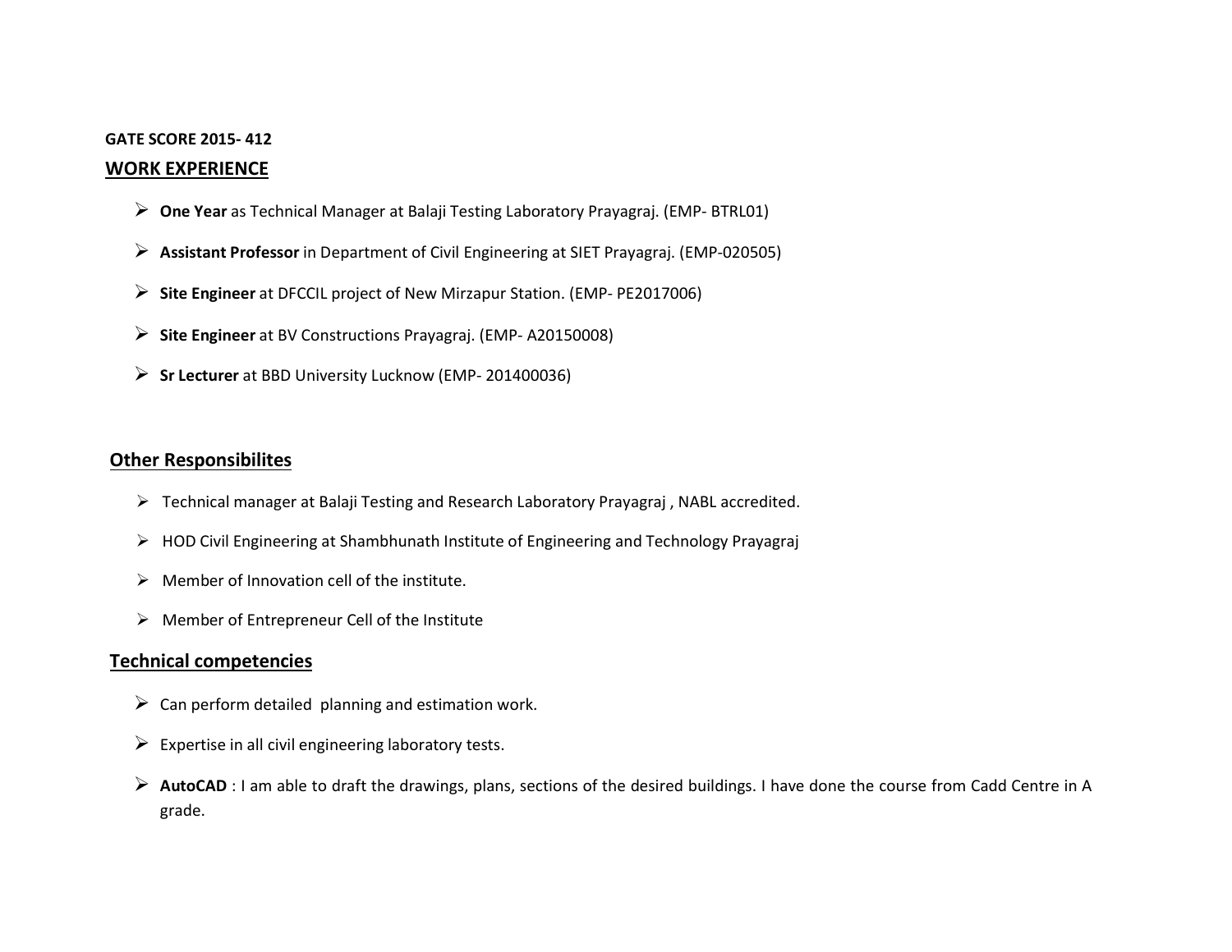**GATE SCORE 2015- 412**

## WORK EXPERIENCE

- **One Year** as Technical Manager at Balaji Testing Laboratory Prayagraj. (EMP- BTRL01)
- **Assistant Professor** in Department of Civil Engineering at SIET Prayagraj. (EMP-020505)
- **Site Engineer** at DFCCIL project of New Mirzapur Station. (EMP- PE2017006)
- **Site Engineer** at BV Constructions Prayagraj. (EMP- A20150008)
- **Sr Lecturer** at BBD University Lucknow (EMP- 201400036)

## Other Responsibilites

- Technical manager at Balaji Testing and Research Laboratory Prayagraj , NABL accredited.
- HOD Civil Engineering at Shambhunath Institute of Engineering and Technology Prayagraj
- Member of Innovation cell of the institute.
- Member of Entrepreneur Cell of the Institute

## Technical competencies

- Can perform detailed planning and estimation work.
- Expertise in all civil engineering laboratory tests.
- **AutoCAD** : I am able to draft the drawings, plans, sections of the desired buildings. I have done the course from Cadd Centre in A grade.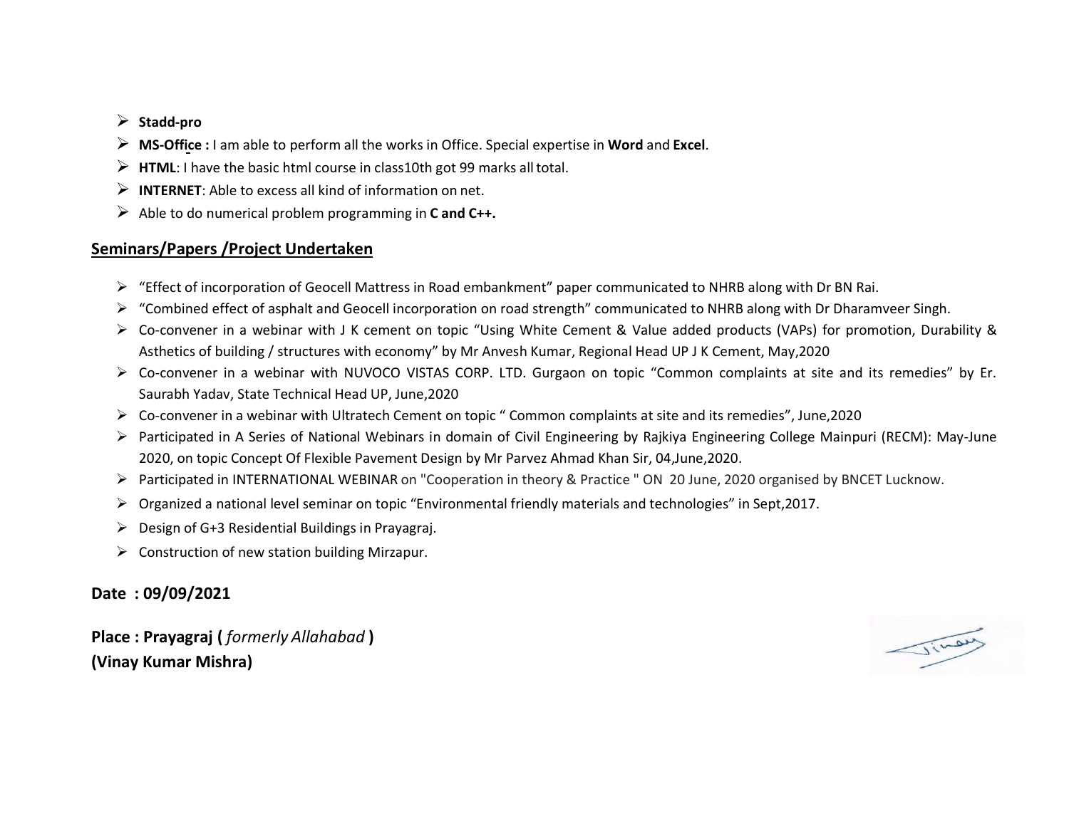- **Stadd-pro**
- **MS-Office :** I am able to perform all the works in Office. Special expertise in **Word** and **Excel**.
- **HTML**: I have the basic html course in class10th got 99 marks all total.
- **INTERNET**: Able to excess all kind of information on net.
- Able to do numerical problem programming in **C and C++.**

## Seminars/Papers /Project Undertaken

- "Effect of incorporation of Geocell Mattress in Road embankment" paper communicated to NHRB along with Dr BN Rai.
- "Combined effect of asphalt and Geocell incorporation on road strength" communicated to NHRB along with Dr Dharamveer Singh.
- Co-convener in a webinar with J K cement on topic "Using White Cement & Value added products (VAPs) for promotion, Durability & Asthetics of building / structures with economy" by Mr Anvesh Kumar, Regional Head UP J K Cement, May,2020
- Co-convener in a webinar with NUVOCO VISTAS CORP. LTD. Gurgaon on topic "Common complaints at site and its remedies" by Er. Saurabh Yadav, State Technical Head UP, June,2020
- Co-convener in a webinar with Ultratech Cement on topic " Common complaints at site and its remedies", June,2020
- Participated in A Series of National Webinars in domain of Civil Engineering by Rajkiya Engineering College Mainpuri (RECM): May-June 2020, on topic Concept Of Flexible Pavement Design by Mr Parvez Ahmad Khan Sir, 04,June,2020.
- Participated in INTERNATIONAL WEBINAR on "Cooperation in theory & Practice " ON 20 June, 2020 organised by BNCET Lucknow.
- Organized a national level seminar on topic "Environmental friendly materials and technologies" in Sept,2017.
- Design of G+3 Residential Buildings in Prayagraj.
- Construction of new station building Mirzapur.

**Date : 09/09/2021**

**Place : Prayagraj (** *formerly Allahabad* **)**
**(Vinay Kumar Mishra)**